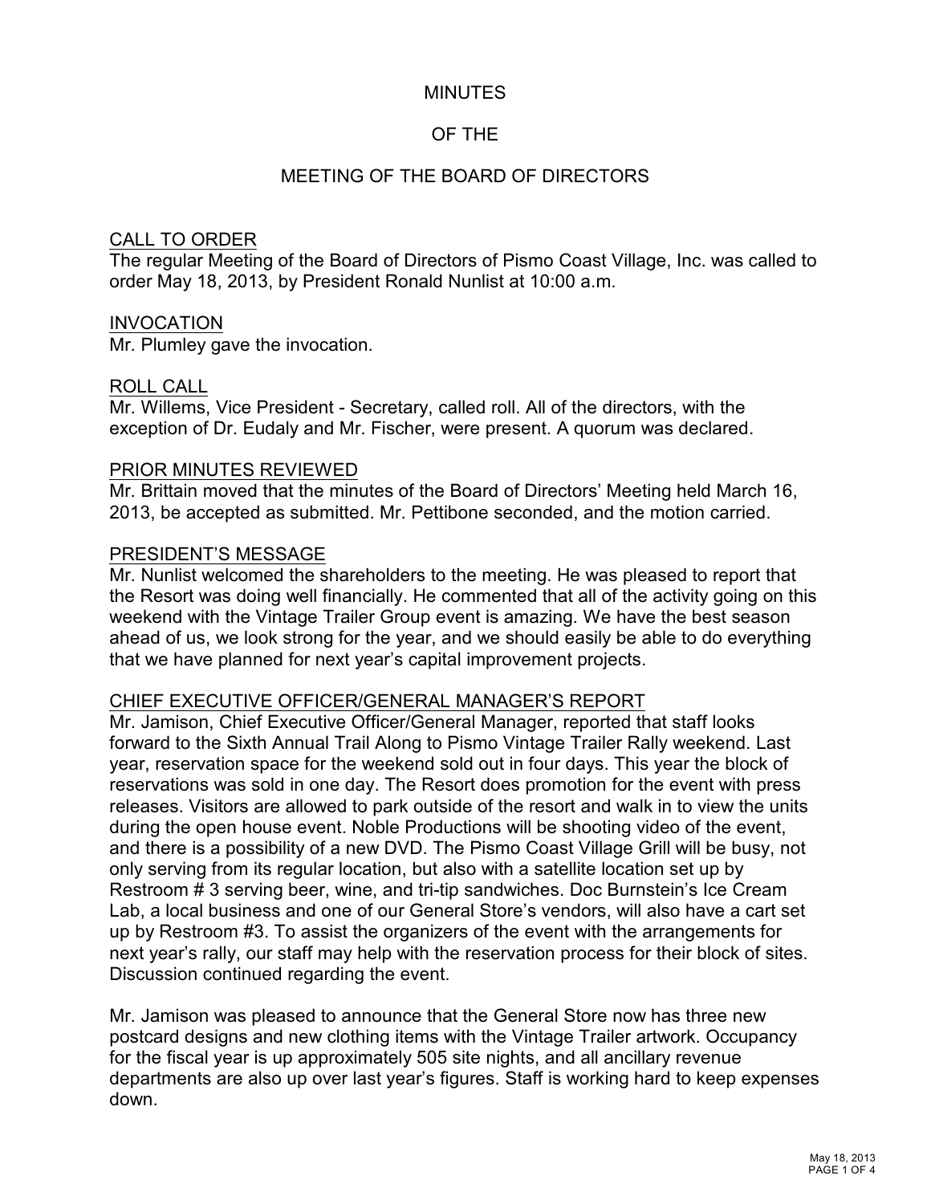# MINUTES

# OF THE

# MEETING OF THE BOARD OF DIRECTORS

## CALL TO ORDER

The regular Meeting of the Board of Directors of Pismo Coast Village, Inc. was called to order May 18, 2013, by President Ronald Nunlist at 10:00 a.m.

## INVOCATION

Mr. Plumley gave the invocation.

## ROLL CALL

Mr. Willems, Vice President - Secretary, called roll. All of the directors, with the exception of Dr. Eudaly and Mr. Fischer, were present. A quorum was declared.

## PRIOR MINUTES REVIEWED

Mr. Brittain moved that the minutes of the Board of Directors' Meeting held March 16, 2013, be accepted as submitted. Mr. Pettibone seconded, and the motion carried.

## PRESIDENT'S MESSAGE

Mr. Nunlist welcomed the shareholders to the meeting. He was pleased to report that the Resort was doing well financially. He commented that all of the activity going on this weekend with the Vintage Trailer Group event is amazing. We have the best season ahead of us, we look strong for the year, and we should easily be able to do everything that we have planned for next year's capital improvement projects.

## CHIEF EXECUTIVE OFFICER/GENERAL MANAGER'S REPORT

Mr. Jamison, Chief Executive Officer/General Manager, reported that staff looks forward to the Sixth Annual Trail Along to Pismo Vintage Trailer Rally weekend. Last year, reservation space for the weekend sold out in four days. This year the block of reservations was sold in one day. The Resort does promotion for the event with press releases. Visitors are allowed to park outside of the resort and walk in to view the units during the open house event. Noble Productions will be shooting video of the event, and there is a possibility of a new DVD. The Pismo Coast Village Grill will be busy, not only serving from its regular location, but also with a satellite location set up by Restroom # 3 serving beer, wine, and tri-tip sandwiches. Doc Burnstein's Ice Cream Lab, a local business and one of our General Store's vendors, will also have a cart set up by Restroom #3. To assist the organizers of the event with the arrangements for next year's rally, our staff may help with the reservation process for their block of sites. Discussion continued regarding the event.

Mr. Jamison was pleased to announce that the General Store now has three new postcard designs and new clothing items with the Vintage Trailer artwork. Occupancy for the fiscal year is up approximately 505 site nights, and all ancillary revenue departments are also up over last year's figures. Staff is working hard to keep expenses down.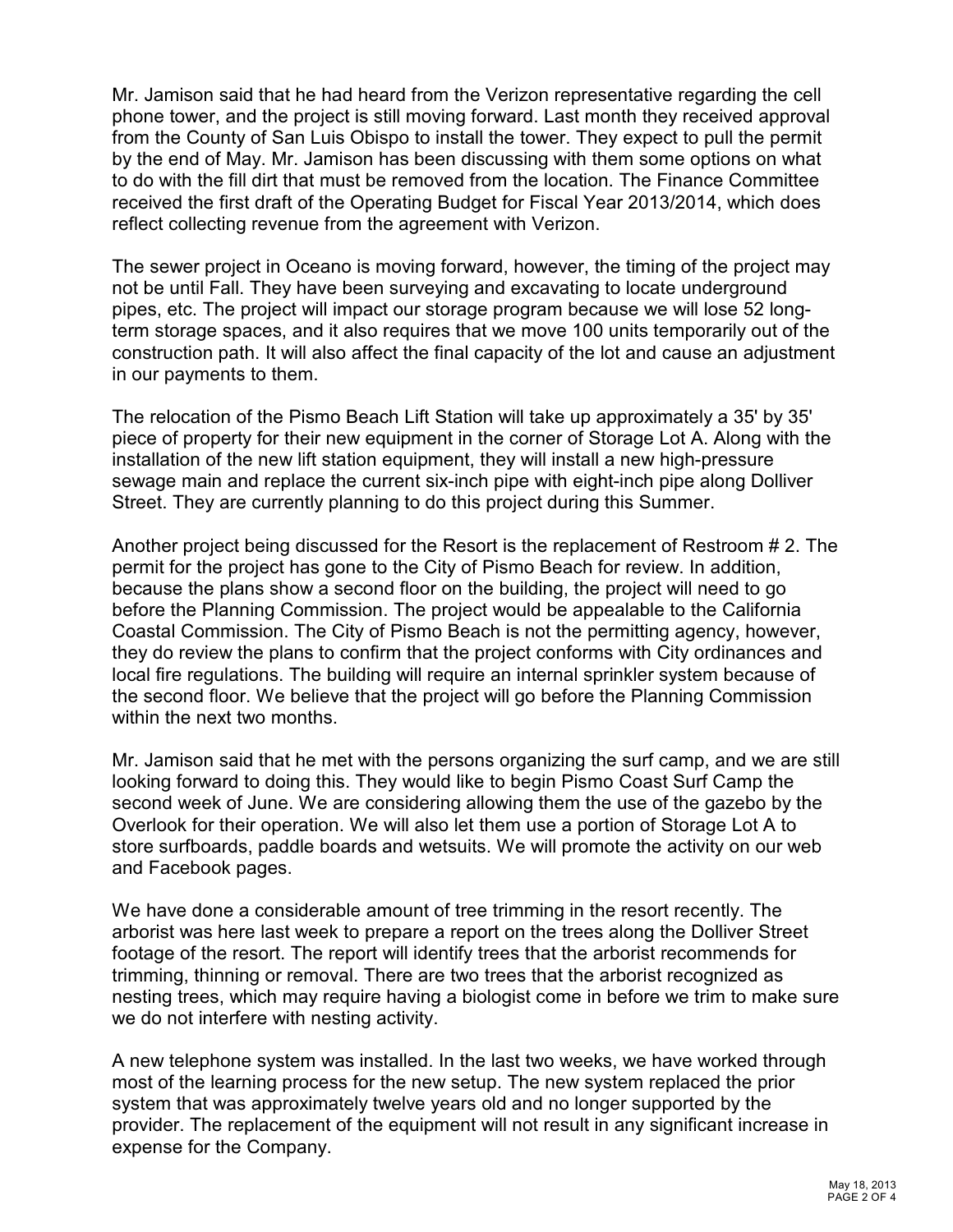Mr. Jamison said that he had heard from the Verizon representative regarding the cell phone tower, and the project is still moving forward. Last month they received approval from the County of San Luis Obispo to install the tower. They expect to pull the permit by the end of May. Mr. Jamison has been discussing with them some options on what to do with the fill dirt that must be removed from the location. The Finance Committee received the first draft of the Operating Budget for Fiscal Year 2013/2014, which does reflect collecting revenue from the agreement with Verizon.

The sewer project in Oceano is moving forward, however, the timing of the project may not be until Fall. They have been surveying and excavating to locate underground pipes, etc. The project will impact our storage program because we will lose 52 long-term storage spaces, and it also requires that we move 100 units temporarily out of the construction path. It will also affect the final capacity of the lot and cause an adjustment in our payments to them.

The relocation of the Pismo Beach Lift Station will take up approximately a 35' by 35' piece of property for their new equipment in the corner of Storage Lot A. Along with the installation of the new lift station equipment, they will install a new high-pressure sewage main and replace the current six-inch pipe with eight-inch pipe along Dolliver Street. They are currently planning to do this project during this Summer.

Another project being discussed for the Resort is the replacement of Restroom # 2. The permit for the project has gone to the City of Pismo Beach for review. In addition, because the plans show a second floor on the building, the project will need to go before the Planning Commission. The project would be appealable to the California Coastal Commission. The City of Pismo Beach is not the permitting agency, however, they do review the plans to confirm that the project conforms with City ordinances and local fire regulations. The building will require an internal sprinkler system because of the second floor. We believe that the project will go before the Planning Commission within the next two months.

Mr. Jamison said that he met with the persons organizing the surf camp, and we are still looking forward to doing this. They would like to begin Pismo Coast Surf Camp the second week of June. We are considering allowing them the use of the gazebo by the Overlook for their operation. We will also let them use a portion of Storage Lot A to store surfboards, paddle boards and wetsuits. We will promote the activity on our web and Facebook pages.

We have done a considerable amount of tree trimming in the resort recently. The arborist was here last week to prepare a report on the trees along the Dolliver Street footage of the resort. The report will identify trees that the arborist recommends for trimming, thinning or removal. There are two trees that the arborist recognized as nesting trees, which may require having a biologist come in before we trim to make sure we do not interfere with nesting activity.

A new telephone system was installed. In the last two weeks, we have worked through most of the learning process for the new setup. The new system replaced the prior system that was approximately twelve years old and no longer supported by the provider. The replacement of the equipment will not result in any significant increase in expense for the Company.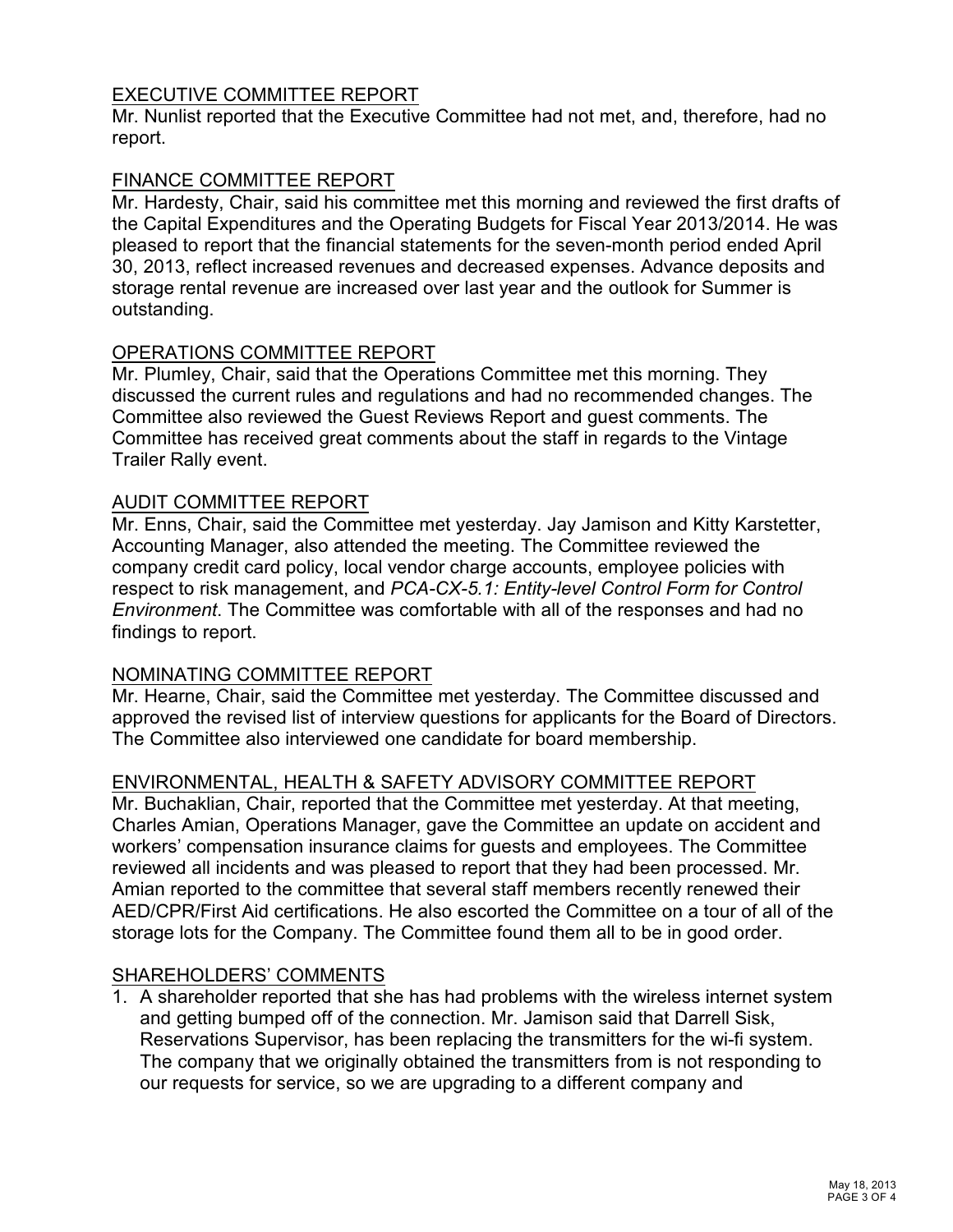## EXECUTIVE COMMITTEE REPORT

Mr. Nunlist reported that the Executive Committee had not met, and, therefore, had no report.

## FINANCE COMMITTEE REPORT

Mr. Hardesty, Chair, said his committee met this morning and reviewed the first drafts of the Capital Expenditures and the Operating Budgets for Fiscal Year 2013/2014. He was pleased to report that the financial statements for the seven-month period ended April 30, 2013, reflect increased revenues and decreased expenses. Advance deposits and storage rental revenue are increased over last year and the outlook for Summer is outstanding.

## OPERATIONS COMMITTEE REPORT

Mr. Plumley, Chair, said that the Operations Committee met this morning. They discussed the current rules and regulations and had no recommended changes. The Committee also reviewed the Guest Reviews Report and guest comments. The Committee has received great comments about the staff in regards to the Vintage Trailer Rally event.

## AUDIT COMMITTEE REPORT

Mr. Enns, Chair, said the Committee met yesterday. Jay Jamison and Kitty Karstetter, Accounting Manager, also attended the meeting. The Committee reviewed the company credit card policy, local vendor charge accounts, employee policies with respect to risk management, and *PCA-CX-5.1: Entity-level Control Form for Control Environment*. The Committee was comfortable with all of the responses and had no findings to report.

## NOMINATING COMMITTEE REPORT

Mr. Hearne, Chair, said the Committee met yesterday. The Committee discussed and approved the revised list of interview questions for applicants for the Board of Directors. The Committee also interviewed one candidate for board membership.

## ENVIRONMENTAL, HEALTH & SAFETY ADVISORY COMMITTEE REPORT

Mr. Buchaklian, Chair, reported that the Committee met yesterday. At that meeting, Charles Amian, Operations Manager, gave the Committee an update on accident and workers' compensation insurance claims for guests and employees. The Committee reviewed all incidents and was pleased to report that they had been processed. Mr. Amian reported to the committee that several staff members recently renewed their AED/CPR/First Aid certifications. He also escorted the Committee on a tour of all of the storage lots for the Company. The Committee found them all to be in good order.

## SHAREHOLDERS' COMMENTS

1. A shareholder reported that she has had problems with the wireless internet system and getting bumped off of the connection. Mr. Jamison said that Darrell Sisk, Reservations Supervisor, has been replacing the transmitters for the wi-fi system. The company that we originally obtained the transmitters from is not responding to our requests for service, so we are upgrading to a different company and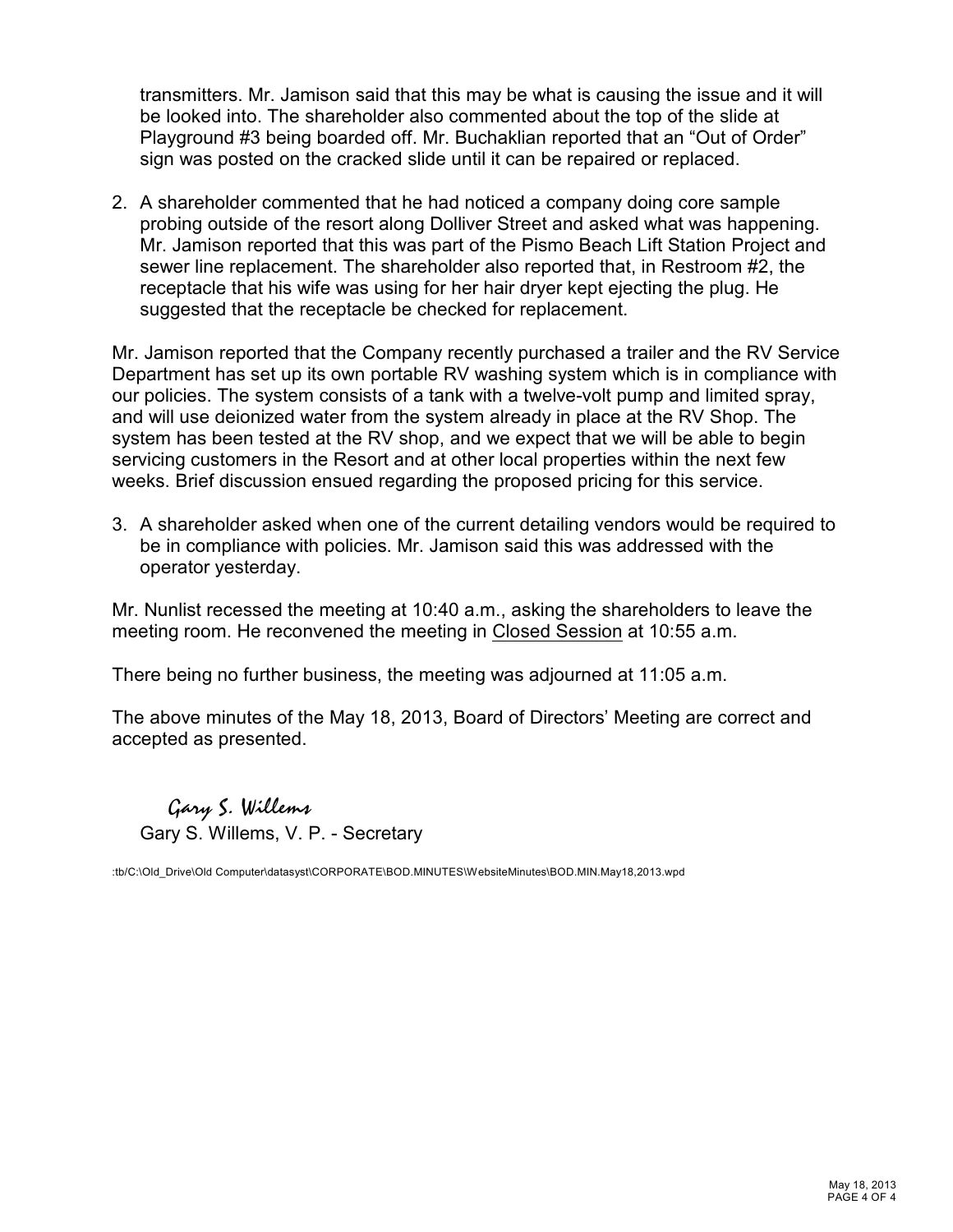transmitters. Mr. Jamison said that this may be what is causing the issue and it will be looked into. The shareholder also commented about the top of the slide at Playground #3 being boarded off. Mr. Buchaklian reported that an "Out of Order" sign was posted on the cracked slide until it can be repaired or replaced.

2. A shareholder commented that he had noticed a company doing core sample probing outside of the resort along Dolliver Street and asked what was happening. Mr. Jamison reported that this was part of the Pismo Beach Lift Station Project and sewer line replacement. The shareholder also reported that, in Restroom #2, the receptacle that his wife was using for her hair dryer kept ejecting the plug. He suggested that the receptacle be checked for replacement.

Mr. Jamison reported that the Company recently purchased a trailer and the RV Service Department has set up its own portable RV washing system which is in compliance with our policies. The system consists of a tank with a twelve-volt pump and limited spray, and will use deionized water from the system already in place at the RV Shop. The system has been tested at the RV shop, and we expect that we will be able to begin servicing customers in the Resort and at other local properties within the next few weeks. Brief discussion ensued regarding the proposed pricing for this service.

3. A shareholder asked when one of the current detailing vendors would be required to be in compliance with policies. Mr. Jamison said this was addressed with the operator yesterday.

Mr. Nunlist recessed the meeting at 10:40 a.m., asking the shareholders to leave the meeting room. He reconvened the meeting in <u>Closed Session</u> at 10:55 a.m.

There being no further business, the meeting was adjourned at 11:05 a.m.

The above minutes of the May 18, 2013, Board of Directors' Meeting are correct and accepted as presented.

*Gary S. Willems*
Gary S. Willems, V. P. - Secretary

:tb/C:\Old_Drive\Old Computer\datasyst\CORPORATE\BOD.MINUTES\WebsiteMinutes\BOD.MIN.May18,2013.wpd